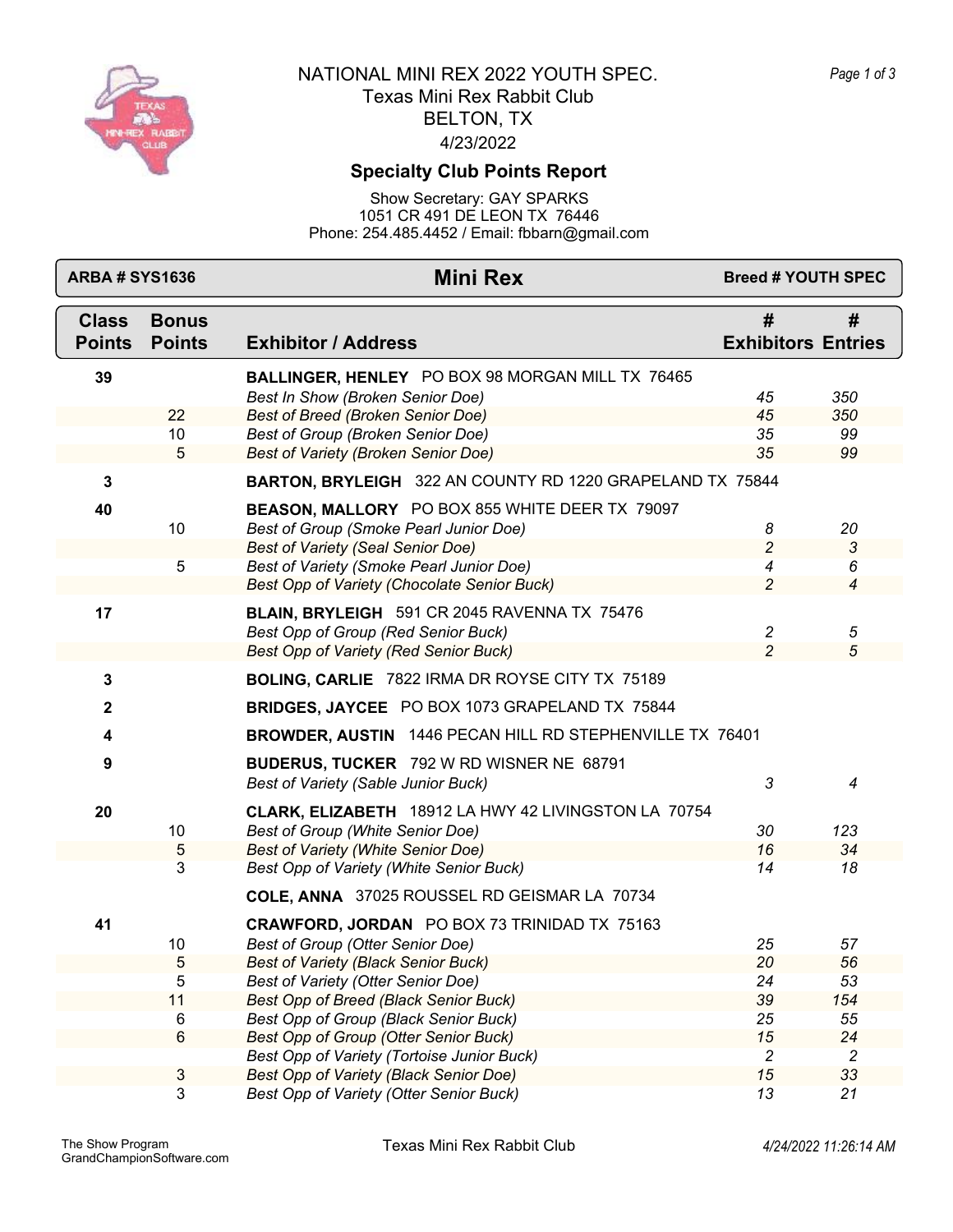# NATIONAL MINI REX 2022 YOUTH SPEC.

Texas Mini Rex Rabbit Club
BELTON, TX
4/23/2022

## Specialty Club Points Report

Show Secretary: GAY SPARKS
1051 CR 491 DE LEON TX 76446
Phone: 254.485.4452 / Email: fbbarn@gmail.com

**ARBA # SYS1636** | **Mini Rex** | **Breed # YOUTH SPEC**

| Class Points | Bonus Points | Exhibitor / Address | # Exhibitors | # Entries |
|---|---|---|---|---|
| 39 | | **BALLINGER, HENLEY** PO BOX 98 MORGAN MILL TX 76465 | | |
| | | *Best In Show (Broken Senior Doe)* | 45 | 350 |
| | 22 | *Best of Breed (Broken Senior Doe)* | 45 | 350 |
| | 10 | *Best of Group (Broken Senior Doe)* | 35 | 99 |
| | 5 | *Best of Variety (Broken Senior Doe)* | 35 | 99 |
| 3 | | **BARTON, BRYLEIGH** 322 AN COUNTY RD 1220 GRAPELAND TX 75844 | | |
| 40 | | **BEASON, MALLORY** PO BOX 855 WHITE DEER TX 79097 | | |
| | 10 | *Best of Group (Smoke Pearl Junior Doe)* | 8 | 20 |
| | | *Best of Variety (Seal Senior Doe)* | 2 | 3 |
| | 5 | *Best of Variety (Smoke Pearl Junior Doe)* | 4 | 6 |
| | | *Best Opp of Variety (Chocolate Senior Buck)* | 2 | 4 |
| 17 | | **BLAIN, BRYLEIGH** 591 CR 2045 RAVENNA TX 75476 | | |
| | | *Best Opp of Group (Red Senior Buck)* | 2 | 5 |
| | | *Best Opp of Variety (Red Senior Buck)* | 2 | 5 |
| 3 | | **BOLING, CARLIE** 7822 IRMA DR ROYSE CITY TX 75189 | | |
| 2 | | **BRIDGES, JAYCEE** PO BOX 1073 GRAPELAND TX 75844 | | |
| 4 | | **BROWDER, AUSTIN** 1446 PECAN HILL RD STEPHENVILLE TX 76401 | | |
| 9 | | **BUDERUS, TUCKER** 792 W RD WISNER NE 68791 | | |
| | | *Best of Variety (Sable Junior Buck)* | 3 | 4 |
| 20 | | **CLARK, ELIZABETH** 18912 LA HWY 42 LIVINGSTON LA 70754 | | |
| | 10 | *Best of Group (White Senior Doe)* | 30 | 123 |
| | 5 | *Best of Variety (White Senior Doe)* | 16 | 34 |
| | 3 | *Best Opp of Variety (White Senior Buck)* | 14 | 18 |
| | | **COLE, ANNA** 37025 ROUSSEL RD GEISMAR LA 70734 | | |
| 41 | | **CRAWFORD, JORDAN** PO BOX 73 TRINIDAD TX 75163 | | |
| | 10 | *Best of Group (Otter Senior Doe)* | 25 | 57 |
| | 5 | *Best of Variety (Black Senior Buck)* | 20 | 56 |
| | 5 | *Best of Variety (Otter Senior Doe)* | 24 | 53 |
| | 11 | *Best Opp of Breed (Black Senior Buck)* | 39 | 154 |
| | 6 | *Best Opp of Group (Black Senior Buck)* | 25 | 55 |
| | 6 | *Best Opp of Group (Otter Senior Buck)* | 15 | 24 |
| | | *Best Opp of Variety (Tortoise Junior Buck)* | 2 | 2 |
| | 3 | *Best Opp of Variety (Black Senior Doe)* | 15 | 33 |
| | 3 | *Best Opp of Variety (Otter Senior Buck)* | 13 | 21 |

The Show Program
GrandChampionSoftware.com

Texas Mini Rex Rabbit Club

4/24/2022 11:26:14 AM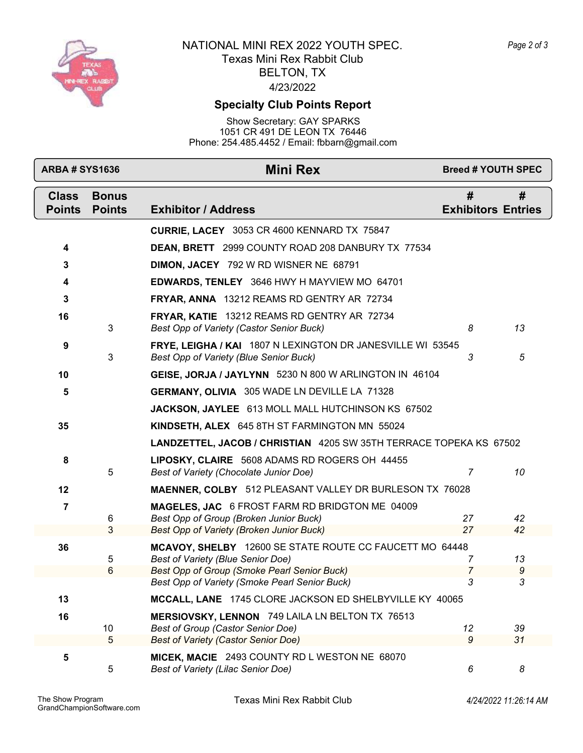NATIONAL MINI REX 2022 YOUTH SPEC.
Texas Mini Rex Rabbit Club
BELTON, TX
4/23/2022

## Specialty Club Points Report

Show Secretary: GAY SPARKS
1051 CR 491 DE LEON TX 76446
Phone: 254.485.4452 / Email: fbbarn@gmail.com

**ARBA # SYS1636** | **Mini Rex** | **Breed # YOUTH SPEC**

| Class Points | Bonus Points | Exhibitor / Address | # Exhibitors | # Entries |
|---|---|---|---|---|
| | | **CURRIE, LACEY** 3053 CR 4600 KENNARD TX 75847 | | |
| 4 | | **DEAN, BRETT** 2999 COUNTY ROAD 208 DANBURY TX 77534 | | |
| 3 | | **DIMON, JACEY** 792 W RD WISNER NE 68791 | | |
| 4 | | **EDWARDS, TENLEY** 3646 HWY H MAYVIEW MO 64701 | | |
| 3 | | **FRYAR, ANNA** 13212 REAMS RD GENTRY AR 72734 | | |
| 16 | | **FRYAR, KATIE** 13212 REAMS RD GENTRY AR 72734 | | |
| | 3 | *Best Opp of Variety (Castor Senior Buck)* | *8* | *13* |
| 9 | | **FRYE, LEIGHA / KAI** 1807 N LEXINGTON DR JANESVILLE WI 53545 | | |
| | 3 | *Best Opp of Variety (Blue Senior Buck)* | *3* | *5* |
| 10 | | **GEISE, JORJA / JAYLYNN** 5230 N 800 W ARLINGTON IN 46104 | | |
| 5 | | **GERMANY, OLIVIA** 305 WADE LN DEVILLE LA 71328 | | |
| | | **JACKSON, JAYLEE** 613 MOLL MALL HUTCHINSON KS 67502 | | |
| 35 | | **KINDSETH, ALEX** 645 8TH ST FARMINGTON MN 55024 | | |
| | | **LANDZETTEL, JACOB / CHRISTIAN** 4205 SW 35TH TERRACE TOPEKA KS 67502 | | |
| 8 | | **LIPOSKY, CLAIRE** 5608 ADAMS RD ROGERS OH 44455 | | |
| | 5 | *Best of Variety (Chocolate Junior Doe)* | *7* | *10* |
| 12 | | **MAENNER, COLBY** 512 PLEASANT VALLEY DR BURLESON TX 76028 | | |
| 7 | | **MAGELES, JAC** 6 FROST FARM RD BRIDGTON ME 04009 | | |
| | 6 | *Best Opp of Group (Broken Junior Buck)* | *27* | *42* |
| | 3 | *Best Opp of Variety (Broken Junior Buck)* | *27* | *42* |
| 36 | | **MCAVOY, SHELBY** 12600 SE STATE ROUTE CC FAUCETT MO 64448 | | |
| | 5 | *Best of Variety (Blue Senior Doe)* | *7* | *13* |
| | 6 | *Best Opp of Group (Smoke Pearl Senior Buck)* | *7* | *9* |
| | | *Best Opp of Variety (Smoke Pearl Senior Buck)* | *3* | *3* |
| 13 | | **MCCALL, LANE** 1745 CLORE JACKSON ED SHELBYVILLE KY 40065 | | |
| 16 | | **MERSIOVSKY, LENNON** 749 LAILA LN BELTON TX 76513 | | |
| | 10 | *Best of Group (Castor Senior Doe)* | *12* | *39* |
| | 5 | *Best of Variety (Castor Senior Doe)* | *9* | *31* |
| 5 | | **MICEK, MACIE** 2493 COUNTY RD L WESTON NE 68070 | | |
| | 5 | *Best of Variety (Lilac Senior Doe)* | *6* | *8* |

The Show Program
GrandChampionSoftware.com
Texas Mini Rex Rabbit Club
*4/24/2022 11:26:14 AM*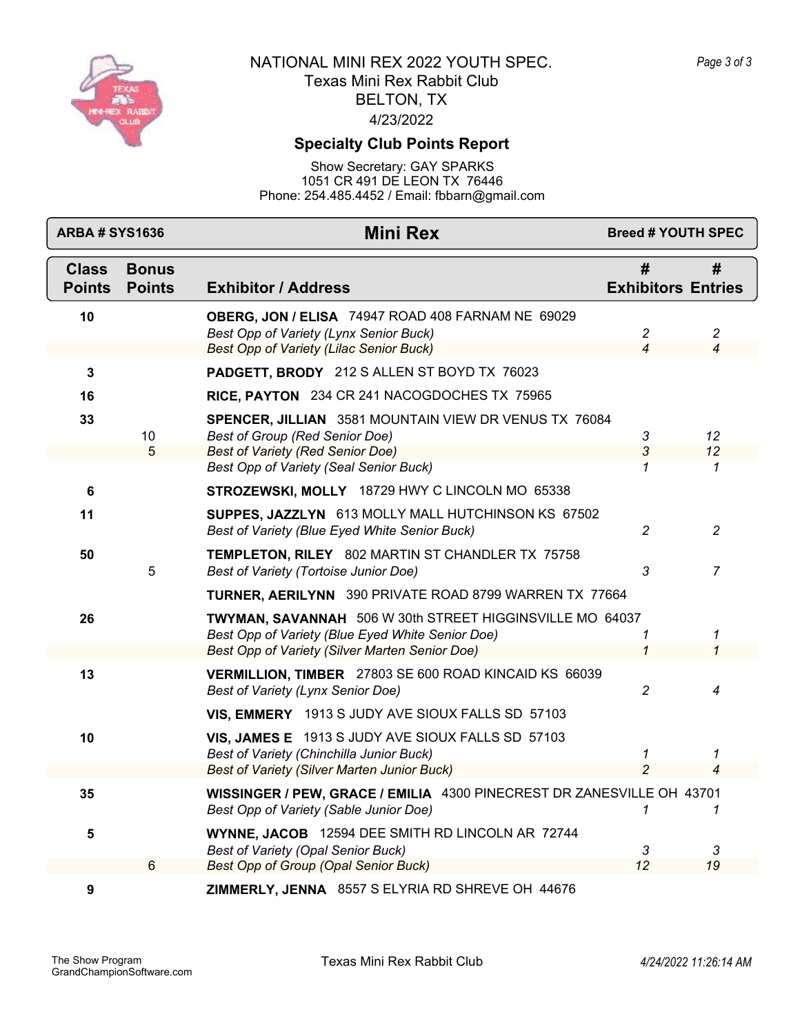# NATIONAL MINI REX 2022 YOUTH SPEC.

Texas Mini Rex Rabbit Club
BELTON, TX
4/23/2022

## Specialty Club Points Report

Show Secretary: GAY SPARKS
1051 CR 491 DE LEON TX 76446
Phone: 254.485.4452 / Email: fbbarn@gmail.com

**ARBA # SYS1636** | **Mini Rex** | **Breed # YOUTH SPEC**

| Class Points | Bonus Points | Exhibitor / Address | # Exhibitors | # Entries |
|---|---|---|---|---|
| 10 | | **OBERG, JON / ELISA** 74947 ROAD 408 FARNAM NE 69029 | | |
| | | *Best Opp of Variety (Lynx Senior Buck)* | 2 | 2 |
| | | *Best Opp of Variety (Lilac Senior Buck)* | 4 | 4 |
| 3 | | **PADGETT, BRODY** 212 S ALLEN ST BOYD TX 76023 | | |
| 16 | | **RICE, PAYTON** 234 CR 241 NACOGDOCHES TX 75965 | | |
| 33 | | **SPENCER, JILLIAN** 3581 MOUNTAIN VIEW DR VENUS TX 76084 | | |
| | 10 | *Best of Group (Red Senior Doe)* | 3 | 12 |
| | 5 | *Best of Variety (Red Senior Doe)* | 3 | 12 |
| | | *Best Opp of Variety (Seal Senior Buck)* | 1 | 1 |
| 6 | | **STROZEWSKI, MOLLY** 18729 HWY C LINCOLN MO 65338 | | |
| 11 | | **SUPPES, JAZZLYN** 613 MOLLY MALL HUTCHINSON KS 67502 | | |
| | | *Best of Variety (Blue Eyed White Senior Buck)* | 2 | 2 |
| 50 | | **TEMPLETON, RILEY** 802 MARTIN ST CHANDLER TX 75758 | | |
| | 5 | *Best of Variety (Tortoise Junior Doe)* | 3 | 7 |
| | | **TURNER, AERILYNN** 390 PRIVATE ROAD 8799 WARREN TX 77664 | | |
| 26 | | **TWYMAN, SAVANNAH** 506 W 30th STREET HIGGINSVILLE MO 64037 | | |
| | | *Best Opp of Variety (Blue Eyed White Senior Doe)* | 1 | 1 |
| | | *Best Opp of Variety (Silver Marten Senior Doe)* | 1 | 1 |
| 13 | | **VERMILLION, TIMBER** 27803 SE 600 ROAD KINCAID KS 66039 | | |
| | | *Best of Variety (Lynx Senior Doe)* | 2 | 4 |
| | | **VIS, EMMERY** 1913 S JUDY AVE SIOUX FALLS SD 57103 | | |
| 10 | | **VIS, JAMES E** 1913 S JUDY AVE SIOUX FALLS SD 57103 | | |
| | | *Best of Variety (Chinchilla Junior Buck)* | 1 | 1 |
| | | *Best of Variety (Silver Marten Junior Buck)* | 2 | 4 |
| 35 | | **WISSINGER / PEW, GRACE / EMILIA** 4300 PINECREST DR ZANESVILLE OH 43701 | | |
| | | *Best Opp of Variety (Sable Junior Doe)* | 1 | 1 |
| 5 | | **WYNNE, JACOB** 12594 DEE SMITH RD LINCOLN AR 72744 | | |
| | | *Best of Variety (Opal Senior Buck)* | 3 | 3 |
| | 6 | *Best Opp of Group (Opal Senior Buck)* | 12 | 19 |
| 9 | | **ZIMMERLY, JENNA** 8557 S ELYRIA RD SHREVE OH 44676 | | |

The Show Program
GrandChampionSoftware.com

Texas Mini Rex Rabbit Club

4/24/2022 11:26:14 AM